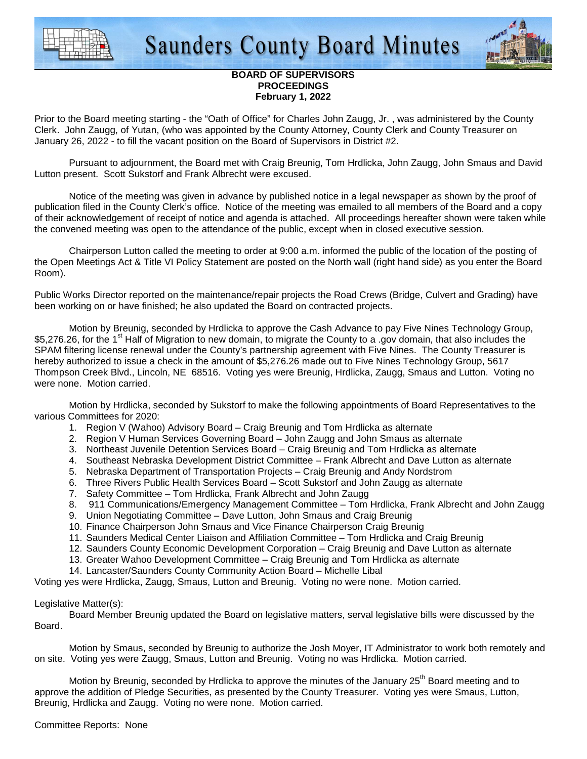# Saunders County Board Minutes

**BOARD OF SUPERVISORS**
**PROCEEDINGS**
**February 1, 2022**

Prior to the Board meeting starting - the "Oath of Office" for Charles John Zaugg, Jr. , was administered by the County Clerk. John Zaugg, of Yutan, (who was appointed by the County Attorney, County Clerk and County Treasurer on January 26, 2022 - to fill the vacant position on the Board of Supervisors in District #2.

Pursuant to adjournment, the Board met with Craig Breunig, Tom Hrdlicka, John Zaugg, John Smaus and David Lutton present. Scott Sukstorf and Frank Albrecht were excused.

Notice of the meeting was given in advance by published notice in a legal newspaper as shown by the proof of publication filed in the County Clerk's office. Notice of the meeting was emailed to all members of the Board and a copy of their acknowledgement of receipt of notice and agenda is attached. All proceedings hereafter shown were taken while the convened meeting was open to the attendance of the public, except when in closed executive session.

Chairperson Lutton called the meeting to order at 9:00 a.m. informed the public of the location of the posting of the Open Meetings Act & Title VI Policy Statement are posted on the North wall (right hand side) as you enter the Board Room).

Public Works Director reported on the maintenance/repair projects the Road Crews (Bridge, Culvert and Grading) have been working on or have finished; he also updated the Board on contracted projects.

Motion by Breunig, seconded by Hrdlicka to approve the Cash Advance to pay Five Nines Technology Group, $5,276.26, for the 1st Half of Migration to new domain, to migrate the County to a .gov domain, that also includes the SPAM filtering license renewal under the County's partnership agreement with Five Nines. The County Treasurer is hereby authorized to issue a check in the amount of $5,276.26 made out to Five Nines Technology Group, 5617 Thompson Creek Blvd., Lincoln, NE 68516. Voting yes were Breunig, Hrdlicka, Zaugg, Smaus and Lutton. Voting no were none. Motion carried.

Motion by Hrdlicka, seconded by Sukstorf to make the following appointments of Board Representatives to the various Committees for 2020:

1. Region V (Wahoo) Advisory Board – Craig Breunig and Tom Hrdlicka as alternate
2. Region V Human Services Governing Board – John Zaugg and John Smaus as alternate
3. Northeast Juvenile Detention Services Board – Craig Breunig and Tom Hrdlicka as alternate
4. Southeast Nebraska Development District Committee – Frank Albrecht and Dave Lutton as alternate
5. Nebraska Department of Transportation Projects – Craig Breunig and Andy Nordstrom
6. Three Rivers Public Health Services Board – Scott Sukstorf and John Zaugg as alternate
7. Safety Committee – Tom Hrdlicka, Frank Albrecht and John Zaugg
8. 911 Communications/Emergency Management Committee – Tom Hrdlicka, Frank Albrecht and John Zaugg
9. Union Negotiating Committee – Dave Lutton, John Smaus and Craig Breunig
10. Finance Chairperson John Smaus and Vice Finance Chairperson Craig Breunig
11. Saunders Medical Center Liaison and Affiliation Committee – Tom Hrdlicka and Craig Breunig
12. Saunders County Economic Development Corporation – Craig Breunig and Dave Lutton as alternate
13. Greater Wahoo Development Committee – Craig Breunig and Tom Hrdlicka as alternate
14. Lancaster/Saunders County Community Action Board – Michelle Libal

Voting yes were Hrdlicka, Zaugg, Smaus, Lutton and Breunig. Voting no were none. Motion carried.

Legislative Matter(s):

Board Member Breunig updated the Board on legislative matters, serval legislative bills were discussed by the Board.

Motion by Smaus, seconded by Breunig to authorize the Josh Moyer, IT Administrator to work both remotely and on site. Voting yes were Zaugg, Smaus, Lutton and Breunig. Voting no was Hrdlicka. Motion carried.

Motion by Breunig, seconded by Hrdlicka to approve the minutes of the January 25th Board meeting and to approve the addition of Pledge Securities, as presented by the County Treasurer. Voting yes were Smaus, Lutton, Breunig, Hrdlicka and Zaugg. Voting no were none. Motion carried.

Committee Reports: None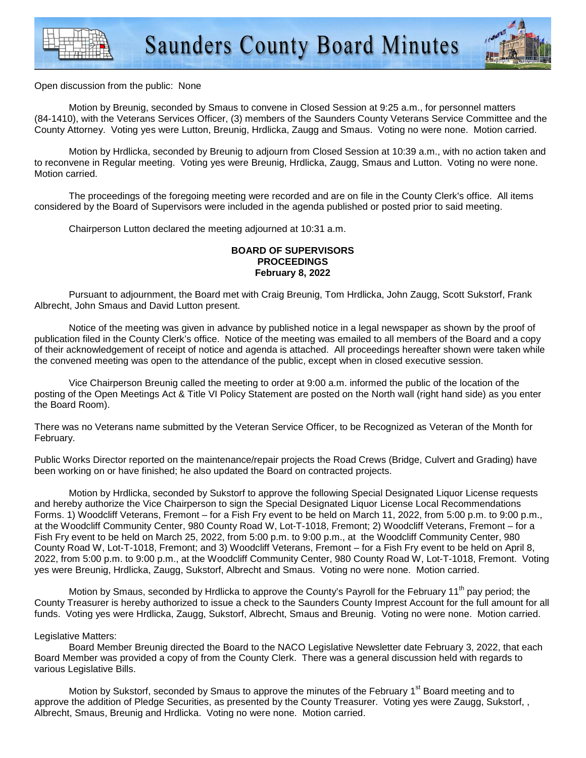Open discussion from the public: None

Motion by Breunig, seconded by Smaus to convene in Closed Session at 9:25 a.m., for personnel matters (84-1410), with the Veterans Services Officer, (3) members of the Saunders County Veterans Service Committee and the County Attorney. Voting yes were Lutton, Breunig, Hrdlicka, Zaugg and Smaus. Voting no were none. Motion carried.

Motion by Hrdlicka, seconded by Breunig to adjourn from Closed Session at 10:39 a.m., with no action taken and to reconvene in Regular meeting. Voting yes were Breunig, Hrdlicka, Zaugg, Smaus and Lutton. Voting no were none. Motion carried.

The proceedings of the foregoing meeting were recorded and are on file in the County Clerk's office. All items considered by the Board of Supervisors were included in the agenda published or posted prior to said meeting.

Chairperson Lutton declared the meeting adjourned at 10:31 a.m.

**BOARD OF SUPERVISORS**
**PROCEEDINGS**
**February 8, 2022**

Pursuant to adjournment, the Board met with Craig Breunig, Tom Hrdlicka, John Zaugg, Scott Sukstorf, Frank Albrecht, John Smaus and David Lutton present.

Notice of the meeting was given in advance by published notice in a legal newspaper as shown by the proof of publication filed in the County Clerk's office. Notice of the meeting was emailed to all members of the Board and a copy of their acknowledgement of receipt of notice and agenda is attached. All proceedings hereafter shown were taken while the convened meeting was open to the attendance of the public, except when in closed executive session.

Vice Chairperson Breunig called the meeting to order at 9:00 a.m. informed the public of the location of the posting of the Open Meetings Act & Title VI Policy Statement are posted on the North wall (right hand side) as you enter the Board Room).

There was no Veterans name submitted by the Veteran Service Officer, to be Recognized as Veteran of the Month for February.

Public Works Director reported on the maintenance/repair projects the Road Crews (Bridge, Culvert and Grading) have been working on or have finished; he also updated the Board on contracted projects.

Motion by Hrdlicka, seconded by Sukstorf to approve the following Special Designated Liquor License requests and hereby authorize the Vice Chairperson to sign the Special Designated Liquor License Local Recommendations Forms. 1) Woodcliff Veterans, Fremont – for a Fish Fry event to be held on March 11, 2022, from 5:00 p.m. to 9:00 p.m., at the Woodcliff Community Center, 980 County Road W, Lot-T-1018, Fremont; 2) Woodcliff Veterans, Fremont – for a Fish Fry event to be held on March 25, 2022, from 5:00 p.m. to 9:00 p.m., at the Woodcliff Community Center, 980 County Road W, Lot-T-1018, Fremont; and 3) Woodcliff Veterans, Fremont – for a Fish Fry event to be held on April 8, 2022, from 5:00 p.m. to 9:00 p.m., at the Woodcliff Community Center, 980 County Road W, Lot-T-1018, Fremont. Voting yes were Breunig, Hrdlicka, Zaugg, Sukstorf, Albrecht and Smaus. Voting no were none. Motion carried.

Motion by Smaus, seconded by Hrdlicka to approve the County's Payroll for the February 11th pay period; the County Treasurer is hereby authorized to issue a check to the Saunders County Imprest Account for the full amount for all funds. Voting yes were Hrdlicka, Zaugg, Sukstorf, Albrecht, Smaus and Breunig. Voting no were none. Motion carried.

Legislative Matters:

Board Member Breunig directed the Board to the NACO Legislative Newsletter date February 3, 2022, that each Board Member was provided a copy of from the County Clerk. There was a general discussion held with regards to various Legislative Bills.

Motion by Sukstorf, seconded by Smaus to approve the minutes of the February 1st Board meeting and to approve the addition of Pledge Securities, as presented by the County Treasurer. Voting yes were Zaugg, Sukstorf, , Albrecht, Smaus, Breunig and Hrdlicka. Voting no were none. Motion carried.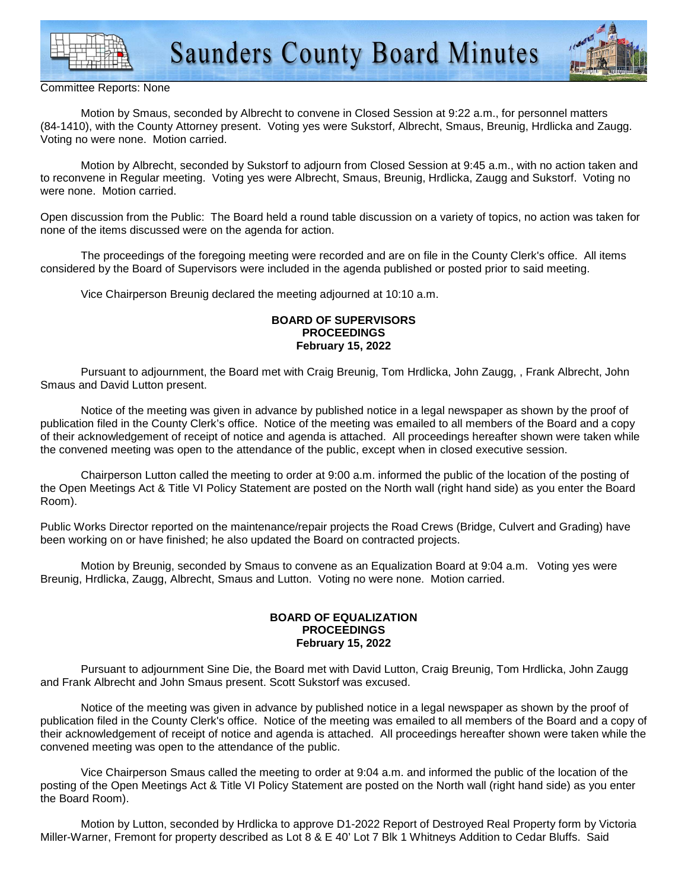Committee Reports: None

Motion by Smaus, seconded by Albrecht to convene in Closed Session at 9:22 a.m., for personnel matters (84-1410), with the County Attorney present. Voting yes were Sukstorf, Albrecht, Smaus, Breunig, Hrdlicka and Zaugg. Voting no were none. Motion carried.

Motion by Albrecht, seconded by Sukstorf to adjourn from Closed Session at 9:45 a.m., with no action taken and to reconvene in Regular meeting. Voting yes were Albrecht, Smaus, Breunig, Hrdlicka, Zaugg and Sukstorf. Voting no were none. Motion carried.

Open discussion from the Public: The Board held a round table discussion on a variety of topics, no action was taken for none of the items discussed were on the agenda for action.

The proceedings of the foregoing meeting were recorded and are on file in the County Clerk's office. All items considered by the Board of Supervisors were included in the agenda published or posted prior to said meeting.

Vice Chairperson Breunig declared the meeting adjourned at 10:10 a.m.

**BOARD OF SUPERVISORS
PROCEEDINGS
February 15, 2022**

Pursuant to adjournment, the Board met with Craig Breunig, Tom Hrdlicka, John Zaugg, , Frank Albrecht, John Smaus and David Lutton present.

Notice of the meeting was given in advance by published notice in a legal newspaper as shown by the proof of publication filed in the County Clerk's office. Notice of the meeting was emailed to all members of the Board and a copy of their acknowledgement of receipt of notice and agenda is attached. All proceedings hereafter shown were taken while the convened meeting was open to the attendance of the public, except when in closed executive session.

Chairperson Lutton called the meeting to order at 9:00 a.m. informed the public of the location of the posting of the Open Meetings Act & Title VI Policy Statement are posted on the North wall (right hand side) as you enter the Board Room).

Public Works Director reported on the maintenance/repair projects the Road Crews (Bridge, Culvert and Grading) have been working on or have finished; he also updated the Board on contracted projects.

Motion by Breunig, seconded by Smaus to convene as an Equalization Board at 9:04 a.m. Voting yes were Breunig, Hrdlicka, Zaugg, Albrecht, Smaus and Lutton. Voting no were none. Motion carried.

**BOARD OF EQUALIZATION
PROCEEDINGS
February 15, 2022**

Pursuant to adjournment Sine Die, the Board met with David Lutton, Craig Breunig, Tom Hrdlicka, John Zaugg and Frank Albrecht and John Smaus present. Scott Sukstorf was excused.

Notice of the meeting was given in advance by published notice in a legal newspaper as shown by the proof of publication filed in the County Clerk's office. Notice of the meeting was emailed to all members of the Board and a copy of their acknowledgement of receipt of notice and agenda is attached. All proceedings hereafter shown were taken while the convened meeting was open to the attendance of the public.

Vice Chairperson Smaus called the meeting to order at 9:04 a.m. and informed the public of the location of the posting of the Open Meetings Act & Title VI Policy Statement are posted on the North wall (right hand side) as you enter the Board Room).

Motion by Lutton, seconded by Hrdlicka to approve D1-2022 Report of Destroyed Real Property form by Victoria Miller-Warner, Fremont for property described as Lot 8 & E 40' Lot 7 Blk 1 Whitneys Addition to Cedar Bluffs. Said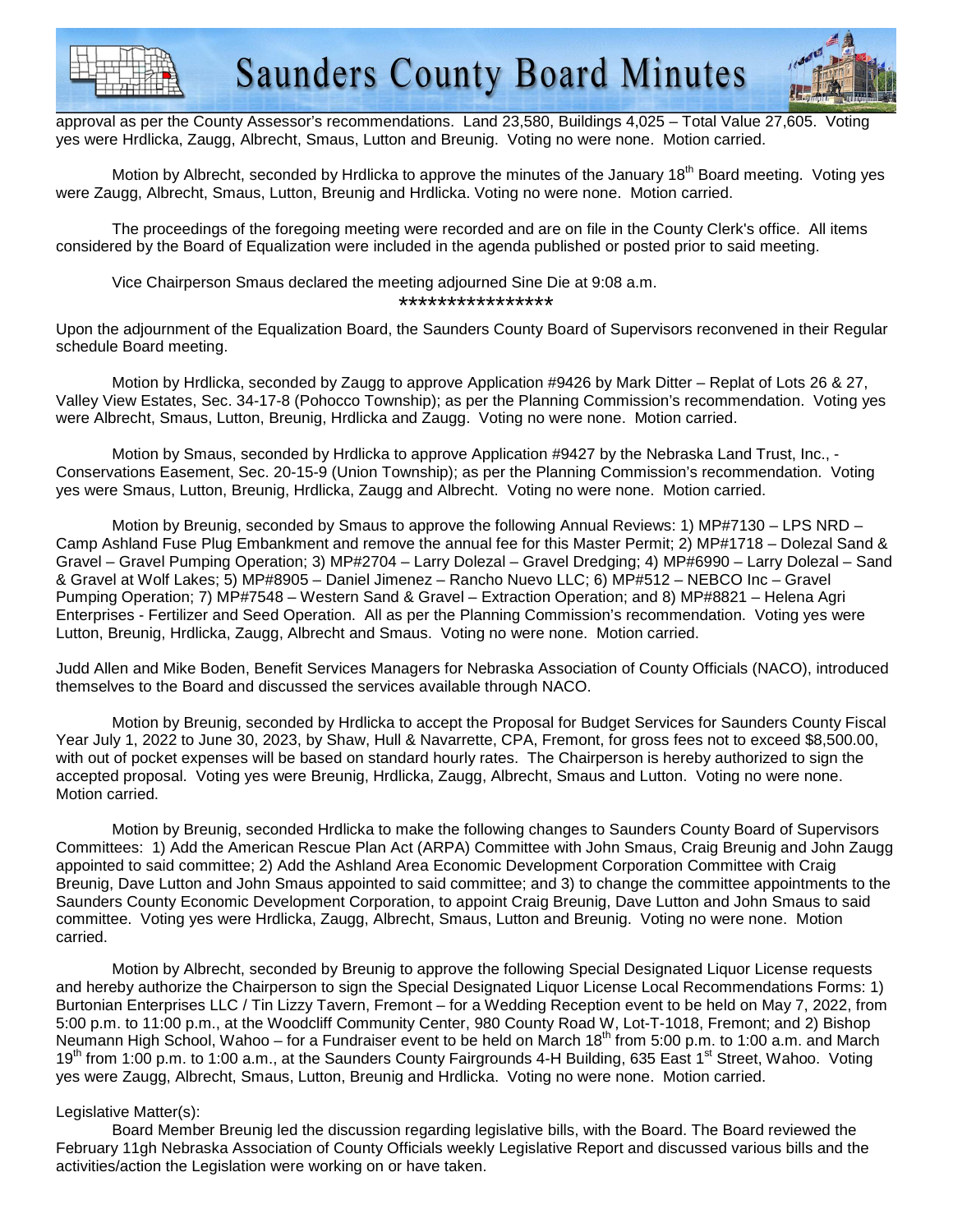approval as per the County Assessor's recommendations. Land 23,580, Buildings 4,025 – Total Value 27,605. Voting yes were Hrdlicka, Zaugg, Albrecht, Smaus, Lutton and Breunig. Voting no were none. Motion carried.

Motion by Albrecht, seconded by Hrdlicka to approve the minutes of the January 18th Board meeting. Voting yes were Zaugg, Albrecht, Smaus, Lutton, Breunig and Hrdlicka. Voting no were none. Motion carried.

The proceedings of the foregoing meeting were recorded and are on file in the County Clerk's office. All items considered by the Board of Equalization were included in the agenda published or posted prior to said meeting.

Vice Chairperson Smaus declared the meeting adjourned Sine Die at 9:08 a.m.

****************

Upon the adjournment of the Equalization Board, the Saunders County Board of Supervisors reconvened in their Regular schedule Board meeting.

Motion by Hrdlicka, seconded by Zaugg to approve Application #9426 by Mark Ditter – Replat of Lots 26 & 27, Valley View Estates, Sec. 34-17-8 (Pohocco Township); as per the Planning Commission's recommendation. Voting yes were Albrecht, Smaus, Lutton, Breunig, Hrdlicka and Zaugg. Voting no were none. Motion carried.

Motion by Smaus, seconded by Hrdlicka to approve Application #9427 by the Nebraska Land Trust, Inc., - Conservations Easement, Sec. 20-15-9 (Union Township); as per the Planning Commission's recommendation. Voting yes were Smaus, Lutton, Breunig, Hrdlicka, Zaugg and Albrecht. Voting no were none. Motion carried.

Motion by Breunig, seconded by Smaus to approve the following Annual Reviews: 1) MP#7130 – LPS NRD – Camp Ashland Fuse Plug Embankment and remove the annual fee for this Master Permit; 2) MP#1718 – Dolezal Sand & Gravel – Gravel Pumping Operation; 3) MP#2704 – Larry Dolezal – Gravel Dredging; 4) MP#6990 – Larry Dolezal – Sand & Gravel at Wolf Lakes; 5) MP#8905 – Daniel Jimenez – Rancho Nuevo LLC; 6) MP#512 – NEBCO Inc – Gravel Pumping Operation; 7) MP#7548 – Western Sand & Gravel – Extraction Operation; and 8) MP#8821 – Helena Agri Enterprises - Fertilizer and Seed Operation. All as per the Planning Commission's recommendation. Voting yes were Lutton, Breunig, Hrdlicka, Zaugg, Albrecht and Smaus. Voting no were none. Motion carried.

Judd Allen and Mike Boden, Benefit Services Managers for Nebraska Association of County Officials (NACO), introduced themselves to the Board and discussed the services available through NACO.

Motion by Breunig, seconded by Hrdlicka to accept the Proposal for Budget Services for Saunders County Fiscal Year July 1, 2022 to June 30, 2023, by Shaw, Hull & Navarrette, CPA, Fremont, for gross fees not to exceed $8,500.00, with out of pocket expenses will be based on standard hourly rates. The Chairperson is hereby authorized to sign the accepted proposal. Voting yes were Breunig, Hrdlicka, Zaugg, Albrecht, Smaus and Lutton. Voting no were none. Motion carried.

Motion by Breunig, seconded Hrdlicka to make the following changes to Saunders County Board of Supervisors Committees: 1) Add the American Rescue Plan Act (ARPA) Committee with John Smaus, Craig Breunig and John Zaugg appointed to said committee; 2) Add the Ashland Area Economic Development Corporation Committee with Craig Breunig, Dave Lutton and John Smaus appointed to said committee; and 3) to change the committee appointments to the Saunders County Economic Development Corporation, to appoint Craig Breunig, Dave Lutton and John Smaus to said committee. Voting yes were Hrdlicka, Zaugg, Albrecht, Smaus, Lutton and Breunig. Voting no were none. Motion carried.

Motion by Albrecht, seconded by Breunig to approve the following Special Designated Liquor License requests and hereby authorize the Chairperson to sign the Special Designated Liquor License Local Recommendations Forms: 1) Burtonian Enterprises LLC / Tin Lizzy Tavern, Fremont – for a Wedding Reception event to be held on May 7, 2022, from 5:00 p.m. to 11:00 p.m., at the Woodcliff Community Center, 980 County Road W, Lot-T-1018, Fremont; and 2) Bishop Neumann High School, Wahoo – for a Fundraiser event to be held on March 18th from 5:00 p.m. to 1:00 a.m. and March 19th from 1:00 p.m. to 1:00 a.m., at the Saunders County Fairgrounds 4-H Building, 635 East 1st Street, Wahoo. Voting yes were Zaugg, Albrecht, Smaus, Lutton, Breunig and Hrdlicka. Voting no were none. Motion carried.

Legislative Matter(s):

Board Member Breunig led the discussion regarding legislative bills, with the Board. The Board reviewed the February 11gh Nebraska Association of County Officials weekly Legislative Report and discussed various bills and the activities/action the Legislation were working on or have taken.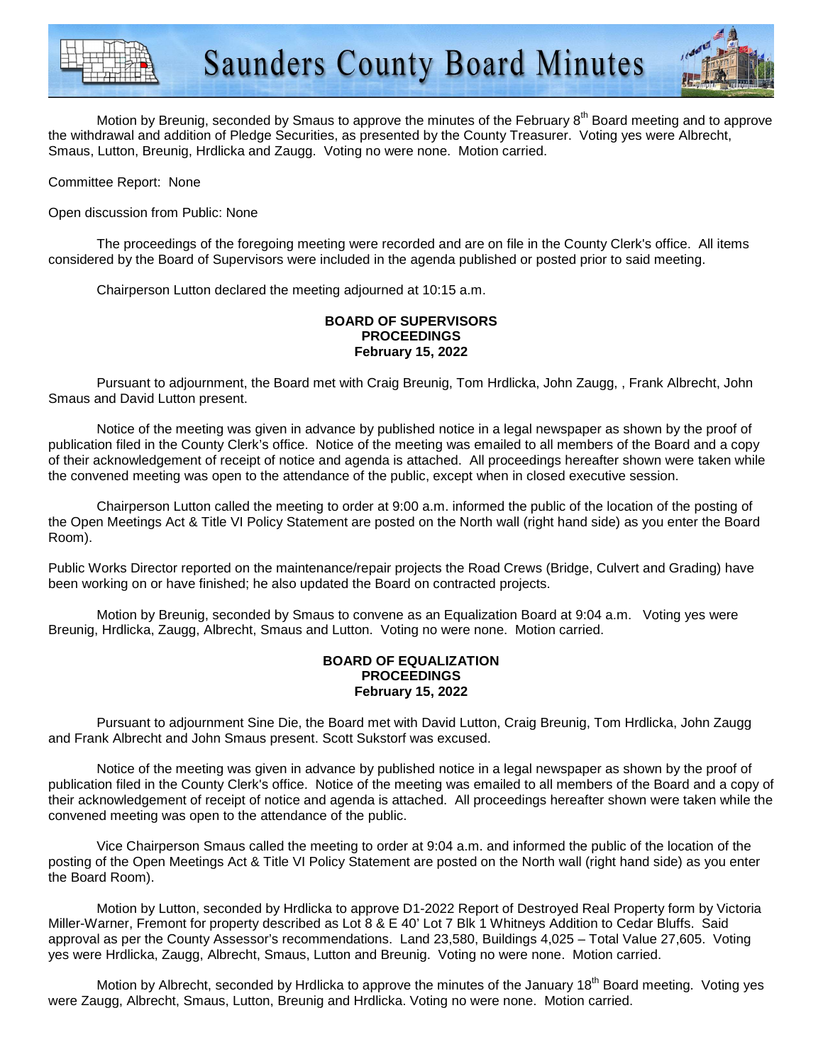Motion by Breunig, seconded by Smaus to approve the minutes of the February 8th Board meeting and to approve the withdrawal and addition of Pledge Securities, as presented by the County Treasurer. Voting yes were Albrecht, Smaus, Lutton, Breunig, Hrdlicka and Zaugg. Voting no were none. Motion carried.

Committee Report: None

Open discussion from Public: None

The proceedings of the foregoing meeting were recorded and are on file in the County Clerk's office. All items considered by the Board of Supervisors were included in the agenda published or posted prior to said meeting.

Chairperson Lutton declared the meeting adjourned at 10:15 a.m.

**BOARD OF SUPERVISORS**
**PROCEEDINGS**
**February 15, 2022**

Pursuant to adjournment, the Board met with Craig Breunig, Tom Hrdlicka, John Zaugg, , Frank Albrecht, John Smaus and David Lutton present.

Notice of the meeting was given in advance by published notice in a legal newspaper as shown by the proof of publication filed in the County Clerk's office. Notice of the meeting was emailed to all members of the Board and a copy of their acknowledgement of receipt of notice and agenda is attached. All proceedings hereafter shown were taken while the convened meeting was open to the attendance of the public, except when in closed executive session.

Chairperson Lutton called the meeting to order at 9:00 a.m. informed the public of the location of the posting of the Open Meetings Act & Title VI Policy Statement are posted on the North wall (right hand side) as you enter the Board Room).

Public Works Director reported on the maintenance/repair projects the Road Crews (Bridge, Culvert and Grading) have been working on or have finished; he also updated the Board on contracted projects.

Motion by Breunig, seconded by Smaus to convene as an Equalization Board at 9:04 a.m. Voting yes were Breunig, Hrdlicka, Zaugg, Albrecht, Smaus and Lutton. Voting no were none. Motion carried.

**BOARD OF EQUALIZATION**
**PROCEEDINGS**
**February 15, 2022**

Pursuant to adjournment Sine Die, the Board met with David Lutton, Craig Breunig, Tom Hrdlicka, John Zaugg and Frank Albrecht and John Smaus present. Scott Sukstorf was excused.

Notice of the meeting was given in advance by published notice in a legal newspaper as shown by the proof of publication filed in the County Clerk's office. Notice of the meeting was emailed to all members of the Board and a copy of their acknowledgement of receipt of notice and agenda is attached. All proceedings hereafter shown were taken while the convened meeting was open to the attendance of the public.

Vice Chairperson Smaus called the meeting to order at 9:04 a.m. and informed the public of the location of the posting of the Open Meetings Act & Title VI Policy Statement are posted on the North wall (right hand side) as you enter the Board Room).

Motion by Lutton, seconded by Hrdlicka to approve D1-2022 Report of Destroyed Real Property form by Victoria Miller-Warner, Fremont for property described as Lot 8 & E 40' Lot 7 Blk 1 Whitneys Addition to Cedar Bluffs. Said approval as per the County Assessor's recommendations. Land 23,580, Buildings 4,025 – Total Value 27,605. Voting yes were Hrdlicka, Zaugg, Albrecht, Smaus, Lutton and Breunig. Voting no were none. Motion carried.

Motion by Albrecht, seconded by Hrdlicka to approve the minutes of the January 18th Board meeting. Voting yes were Zaugg, Albrecht, Smaus, Lutton, Breunig and Hrdlicka. Voting no were none. Motion carried.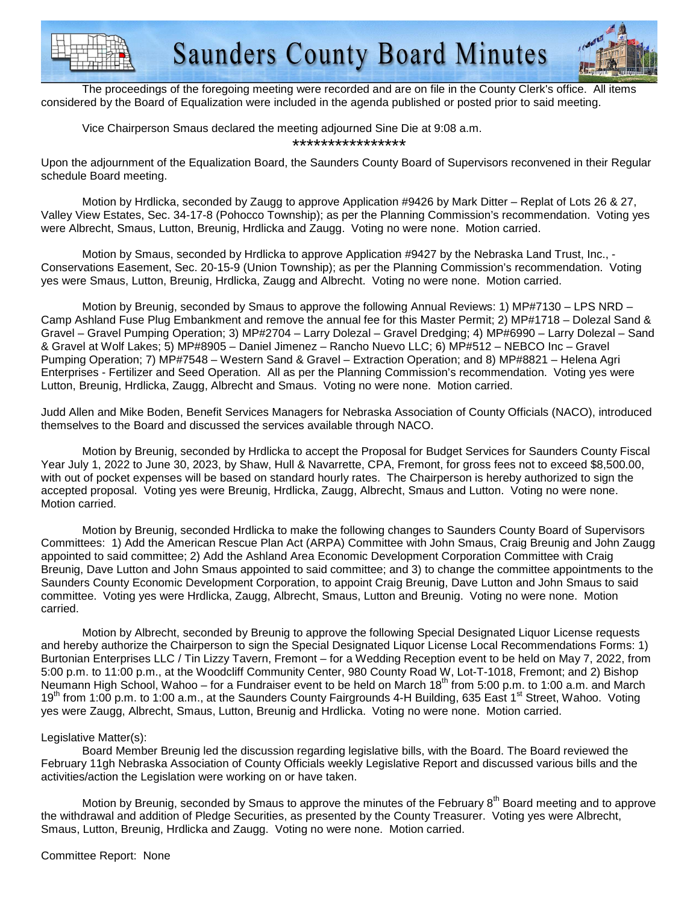The proceedings of the foregoing meeting were recorded and are on file in the County Clerk's office. All items considered by the Board of Equalization were included in the agenda published or posted prior to said meeting.

Vice Chairperson Smaus declared the meeting adjourned Sine Die at 9:08 a.m.

\*\*\*\*\*\*\*\*\*\*\*\*\*\*\*\*

Upon the adjournment of the Equalization Board, the Saunders County Board of Supervisors reconvened in their Regular schedule Board meeting.

Motion by Hrdlicka, seconded by Zaugg to approve Application #9426 by Mark Ditter – Replat of Lots 26 & 27, Valley View Estates, Sec. 34-17-8 (Pohocco Township); as per the Planning Commission's recommendation. Voting yes were Albrecht, Smaus, Lutton, Breunig, Hrdlicka and Zaugg. Voting no were none. Motion carried.

Motion by Smaus, seconded by Hrdlicka to approve Application #9427 by the Nebraska Land Trust, Inc., - Conservations Easement, Sec. 20-15-9 (Union Township); as per the Planning Commission's recommendation. Voting yes were Smaus, Lutton, Breunig, Hrdlicka, Zaugg and Albrecht. Voting no were none. Motion carried.

Motion by Breunig, seconded by Smaus to approve the following Annual Reviews: 1) MP#7130 – LPS NRD – Camp Ashland Fuse Plug Embankment and remove the annual fee for this Master Permit; 2) MP#1718 – Dolezal Sand & Gravel – Gravel Pumping Operation; 3) MP#2704 – Larry Dolezal – Gravel Dredging; 4) MP#6990 – Larry Dolezal – Sand & Gravel at Wolf Lakes; 5) MP#8905 – Daniel Jimenez – Rancho Nuevo LLC; 6) MP#512 – NEBCO Inc – Gravel Pumping Operation; 7) MP#7548 – Western Sand & Gravel – Extraction Operation; and 8) MP#8821 – Helena Agri Enterprises - Fertilizer and Seed Operation. All as per the Planning Commission's recommendation. Voting yes were Lutton, Breunig, Hrdlicka, Zaugg, Albrecht and Smaus. Voting no were none. Motion carried.

Judd Allen and Mike Boden, Benefit Services Managers for Nebraska Association of County Officials (NACO), introduced themselves to the Board and discussed the services available through NACO.

Motion by Breunig, seconded by Hrdlicka to accept the Proposal for Budget Services for Saunders County Fiscal Year July 1, 2022 to June 30, 2023, by Shaw, Hull & Navarrette, CPA, Fremont, for gross fees not to exceed $8,500.00, with out of pocket expenses will be based on standard hourly rates. The Chairperson is hereby authorized to sign the accepted proposal. Voting yes were Breunig, Hrdlicka, Zaugg, Albrecht, Smaus and Lutton. Voting no were none. Motion carried.

Motion by Breunig, seconded Hrdlicka to make the following changes to Saunders County Board of Supervisors Committees: 1) Add the American Rescue Plan Act (ARPA) Committee with John Smaus, Craig Breunig and John Zaugg appointed to said committee; 2) Add the Ashland Area Economic Development Corporation Committee with Craig Breunig, Dave Lutton and John Smaus appointed to said committee; and 3) to change the committee appointments to the Saunders County Economic Development Corporation, to appoint Craig Breunig, Dave Lutton and John Smaus to said committee. Voting yes were Hrdlicka, Zaugg, Albrecht, Smaus, Lutton and Breunig. Voting no were none. Motion carried.

Motion by Albrecht, seconded by Breunig to approve the following Special Designated Liquor License requests and hereby authorize the Chairperson to sign the Special Designated Liquor License Local Recommendations Forms: 1) Burtonian Enterprises LLC / Tin Lizzy Tavern, Fremont – for a Wedding Reception event to be held on May 7, 2022, from 5:00 p.m. to 11:00 p.m., at the Woodcliff Community Center, 980 County Road W, Lot-T-1018, Fremont; and 2) Bishop Neumann High School, Wahoo – for a Fundraiser event to be held on March 18th from 5:00 p.m. to 1:00 a.m. and March 19th from 1:00 p.m. to 1:00 a.m., at the Saunders County Fairgrounds 4-H Building, 635 East 1st Street, Wahoo. Voting yes were Zaugg, Albrecht, Smaus, Lutton, Breunig and Hrdlicka. Voting no were none. Motion carried.

Legislative Matter(s):

Board Member Breunig led the discussion regarding legislative bills, with the Board. The Board reviewed the February 11gh Nebraska Association of County Officials weekly Legislative Report and discussed various bills and the activities/action the Legislation were working on or have taken.

Motion by Breunig, seconded by Smaus to approve the minutes of the February 8th Board meeting and to approve the withdrawal and addition of Pledge Securities, as presented by the County Treasurer. Voting yes were Albrecht, Smaus, Lutton, Breunig, Hrdlicka and Zaugg. Voting no were none. Motion carried.

Committee Report: None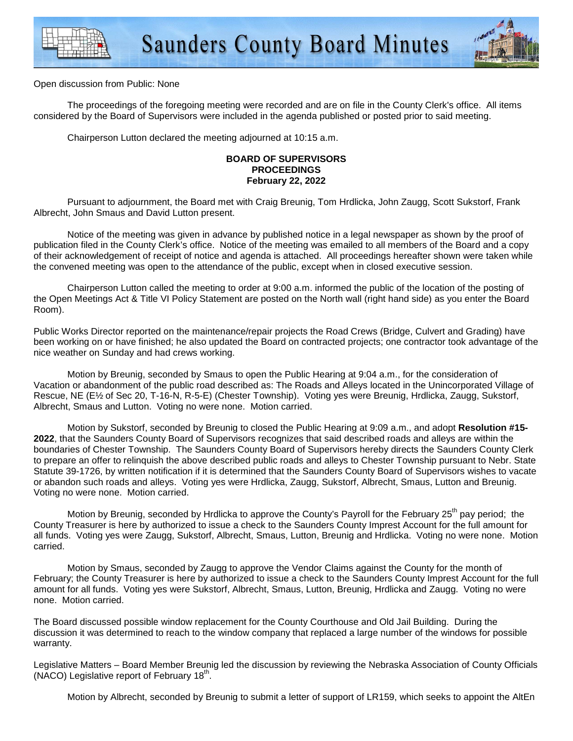Open discussion from Public: None

The proceedings of the foregoing meeting were recorded and are on file in the County Clerk's office. All items considered by the Board of Supervisors were included in the agenda published or posted prior to said meeting.

Chairperson Lutton declared the meeting adjourned at 10:15 a.m.

**BOARD OF SUPERVISORS**
**PROCEEDINGS**
**February 22, 2022**

Pursuant to adjournment, the Board met with Craig Breunig, Tom Hrdlicka, John Zaugg, Scott Sukstorf, Frank Albrecht, John Smaus and David Lutton present.

Notice of the meeting was given in advance by published notice in a legal newspaper as shown by the proof of publication filed in the County Clerk's office. Notice of the meeting was emailed to all members of the Board and a copy of their acknowledgement of receipt of notice and agenda is attached. All proceedings hereafter shown were taken while the convened meeting was open to the attendance of the public, except when in closed executive session.

Chairperson Lutton called the meeting to order at 9:00 a.m. informed the public of the location of the posting of the Open Meetings Act & Title VI Policy Statement are posted on the North wall (right hand side) as you enter the Board Room).

Public Works Director reported on the maintenance/repair projects the Road Crews (Bridge, Culvert and Grading) have been working on or have finished; he also updated the Board on contracted projects; one contractor took advantage of the nice weather on Sunday and had crews working.

Motion by Breunig, seconded by Smaus to open the Public Hearing at 9:04 a.m., for the consideration of Vacation or abandonment of the public road described as: The Roads and Alleys located in the Unincorporated Village of Rescue, NE (E½ of Sec 20, T-16-N, R-5-E) (Chester Township). Voting yes were Breunig, Hrdlicka, Zaugg, Sukstorf, Albrecht, Smaus and Lutton. Voting no were none. Motion carried.

Motion by Sukstorf, seconded by Breunig to closed the Public Hearing at 9:09 a.m., and adopt **Resolution #15-2022**, that the Saunders County Board of Supervisors recognizes that said described roads and alleys are within the boundaries of Chester Township. The Saunders County Board of Supervisors hereby directs the Saunders County Clerk to prepare an offer to relinquish the above described public roads and alleys to Chester Township pursuant to Nebr. State Statute 39-1726, by written notification if it is determined that the Saunders County Board of Supervisors wishes to vacate or abandon such roads and alleys. Voting yes were Hrdlicka, Zaugg, Sukstorf, Albrecht, Smaus, Lutton and Breunig. Voting no were none. Motion carried.

Motion by Breunig, seconded by Hrdlicka to approve the County's Payroll for the February 25th pay period; the County Treasurer is here by authorized to issue a check to the Saunders County Imprest Account for the full amount for all funds. Voting yes were Zaugg, Sukstorf, Albrecht, Smaus, Lutton, Breunig and Hrdlicka. Voting no were none. Motion carried.

Motion by Smaus, seconded by Zaugg to approve the Vendor Claims against the County for the month of February; the County Treasurer is here by authorized to issue a check to the Saunders County Imprest Account for the full amount for all funds. Voting yes were Sukstorf, Albrecht, Smaus, Lutton, Breunig, Hrdlicka and Zaugg. Voting no were none. Motion carried.

The Board discussed possible window replacement for the County Courthouse and Old Jail Building. During the discussion it was determined to reach to the window company that replaced a large number of the windows for possible warranty.

Legislative Matters – Board Member Breunig led the discussion by reviewing the Nebraska Association of County Officials (NACO) Legislative report of February 18th.

Motion by Albrecht, seconded by Breunig to submit a letter of support of LR159, which seeks to appoint the AltEn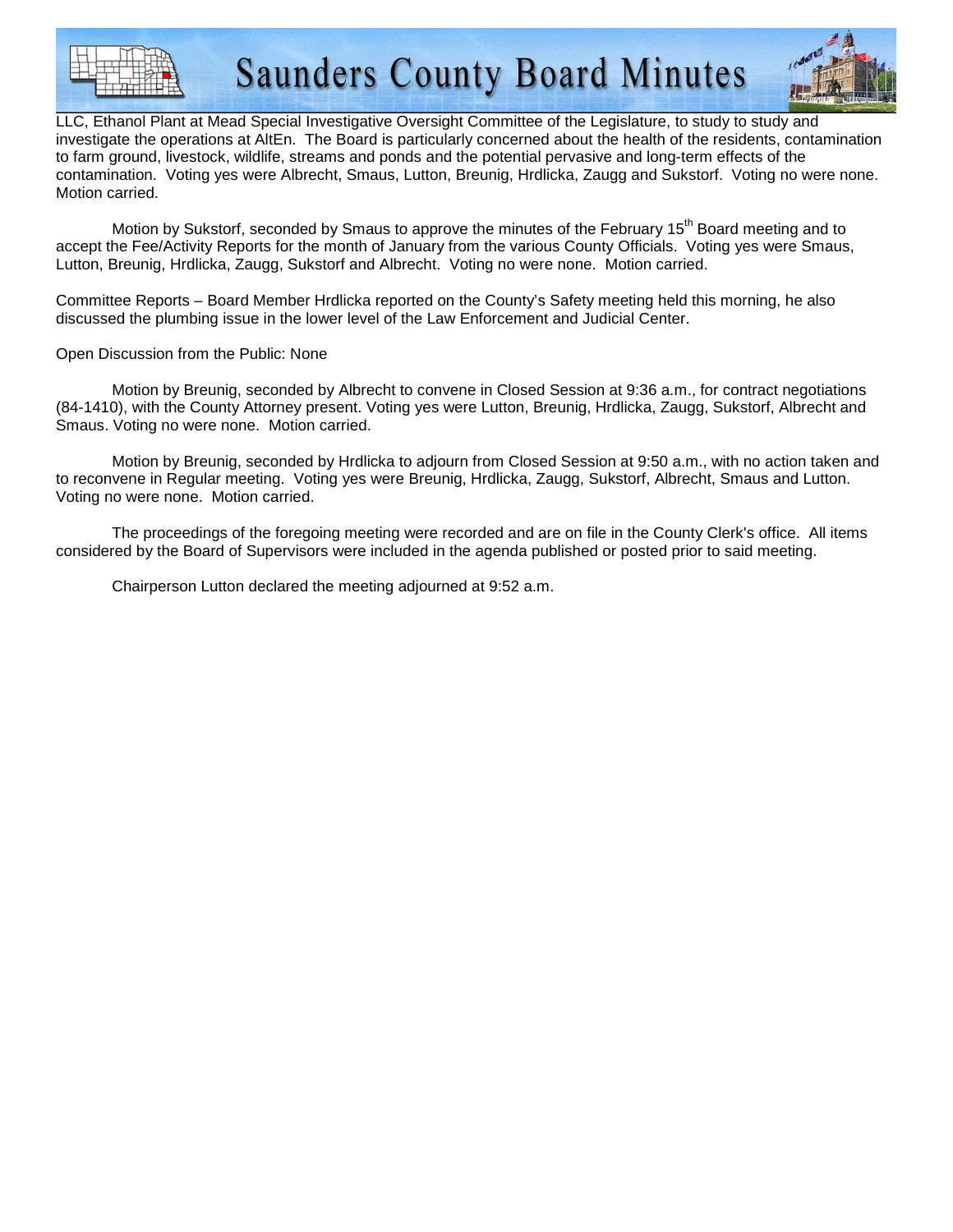LLC, Ethanol Plant at Mead Special Investigative Oversight Committee of the Legislature, to study to study and investigate the operations at AltEn. The Board is particularly concerned about the health of the residents, contamination to farm ground, livestock, wildlife, streams and ponds and the potential pervasive and long-term effects of the contamination. Voting yes were Albrecht, Smaus, Lutton, Breunig, Hrdlicka, Zaugg and Sukstorf. Voting no were none. Motion carried.

Motion by Sukstorf, seconded by Smaus to approve the minutes of the February 15th Board meeting and to accept the Fee/Activity Reports for the month of January from the various County Officials. Voting yes were Smaus, Lutton, Breunig, Hrdlicka, Zaugg, Sukstorf and Albrecht. Voting no were none. Motion carried.

Committee Reports – Board Member Hrdlicka reported on the County's Safety meeting held this morning, he also discussed the plumbing issue in the lower level of the Law Enforcement and Judicial Center.

Open Discussion from the Public: None

Motion by Breunig, seconded by Albrecht to convene in Closed Session at 9:36 a.m., for contract negotiations (84-1410), with the County Attorney present. Voting yes were Lutton, Breunig, Hrdlicka, Zaugg, Sukstorf, Albrecht and Smaus. Voting no were none. Motion carried.

Motion by Breunig, seconded by Hrdlicka to adjourn from Closed Session at 9:50 a.m., with no action taken and to reconvene in Regular meeting. Voting yes were Breunig, Hrdlicka, Zaugg, Sukstorf, Albrecht, Smaus and Lutton. Voting no were none. Motion carried.

The proceedings of the foregoing meeting were recorded and are on file in the County Clerk's office. All items considered by the Board of Supervisors were included in the agenda published or posted prior to said meeting.

Chairperson Lutton declared the meeting adjourned at 9:52 a.m.